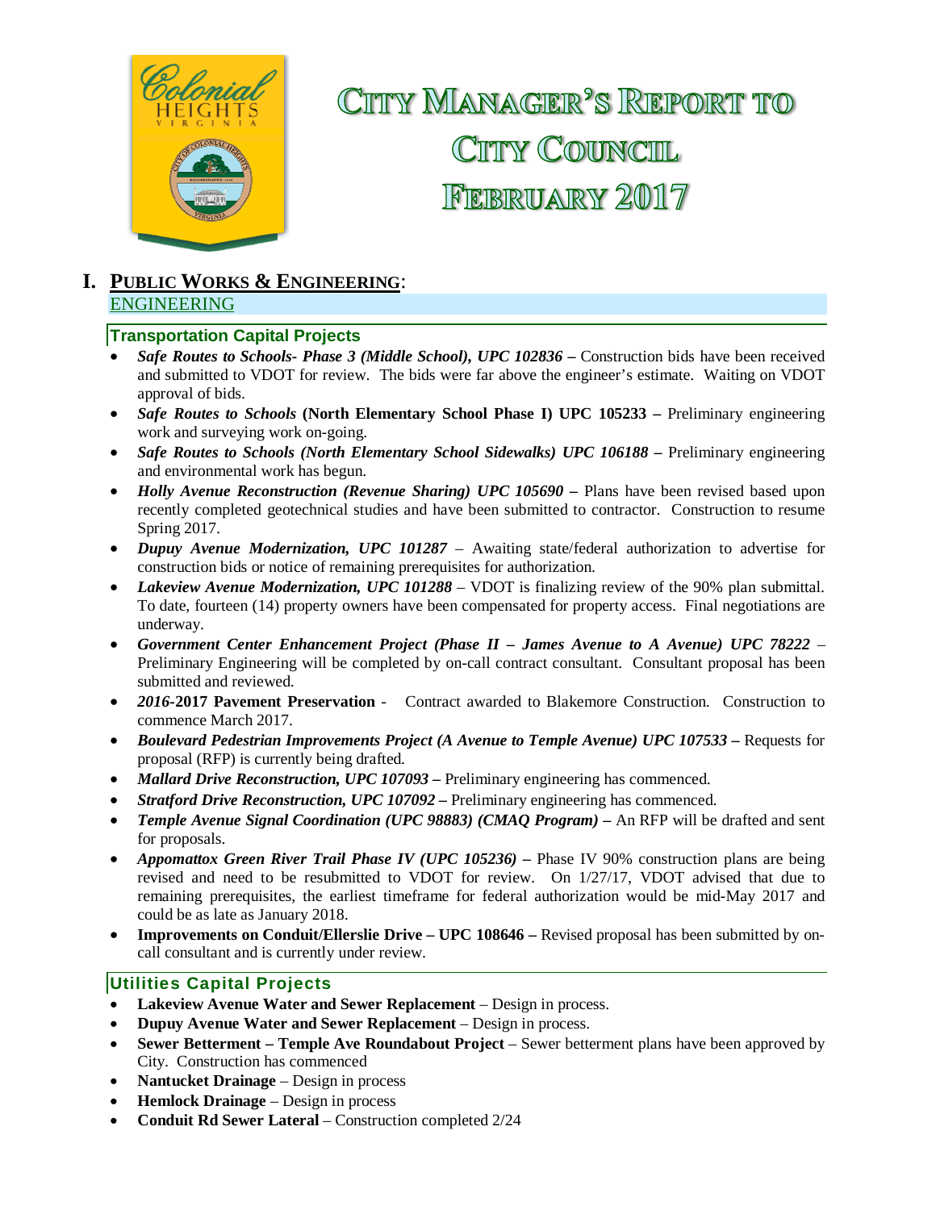# City Manager's Report to City Council February 2017

## I. Public Works & Engineering:

### ENGINEERING

#### Transportation Capital Projects

- ***Safe Routes to Schools- Phase 3 (Middle School), UPC 102836 –*** Construction bids have been received and submitted to VDOT for review. The bids were far above the engineer's estimate. Waiting on VDOT approval of bids.
- ***Safe Routes to Schools* (North Elementary School Phase I) UPC 105233 –** Preliminary engineering work and surveying work on-going.
- ***Safe Routes to Schools (North Elementary School Sidewalks) UPC 106188 –*** Preliminary engineering and environmental work has begun.
- ***Holly Avenue Reconstruction (Revenue Sharing) UPC 105690 –*** Plans have been revised based upon recently completed geotechnical studies and have been submitted to contractor. Construction to resume Spring 2017.
- ***Dupuy Avenue Modernization, UPC 101287*** – Awaiting state/federal authorization to advertise for construction bids or notice of remaining prerequisites for authorization.
- ***Lakeview Avenue Modernization, UPC 101288*** – VDOT is finalizing review of the 90% plan submittal. To date, fourteen (14) property owners have been compensated for property access. Final negotiations are underway.
- ***Government Center Enhancement Project (Phase II – James Avenue to A Avenue) UPC 78222*** – Preliminary Engineering will be completed by on-call contract consultant. Consultant proposal has been submitted and reviewed.
- ***2016*-2017 Pavement Preservation** - Contract awarded to Blakemore Construction. Construction to commence March 2017.
- ***Boulevard Pedestrian Improvements Project (A Avenue to Temple Avenue) UPC 107533 –*** Requests for proposal (RFP) is currently being drafted.
- ***Mallard Drive Reconstruction, UPC 107093 –*** Preliminary engineering has commenced.
- ***Stratford Drive Reconstruction, UPC 107092 –*** Preliminary engineering has commenced.
- ***Temple Avenue Signal Coordination (UPC 98883) (CMAQ Program) –*** An RFP will be drafted and sent for proposals.
- ***Appomattox Green River Trail Phase IV (UPC 105236) –*** Phase IV 90% construction plans are being revised and need to be resubmitted to VDOT for review. On 1/27/17, VDOT advised that due to remaining prerequisites, the earliest timeframe for federal authorization would be mid-May 2017 and could be as late as January 2018.
- **Improvements on Conduit/Ellerslie Drive – UPC 108646 –** Revised proposal has been submitted by on-call consultant and is currently under review.

#### Utilities Capital Projects

- **Lakeview Avenue Water and Sewer Replacement** – Design in process.
- **Dupuy Avenue Water and Sewer Replacement** – Design in process.
- **Sewer Betterment – Temple Ave Roundabout Project** – Sewer betterment plans have been approved by City. Construction has commenced
- **Nantucket Drainage** – Design in process
- **Hemlock Drainage** – Design in process
- **Conduit Rd Sewer Lateral** – Construction completed 2/24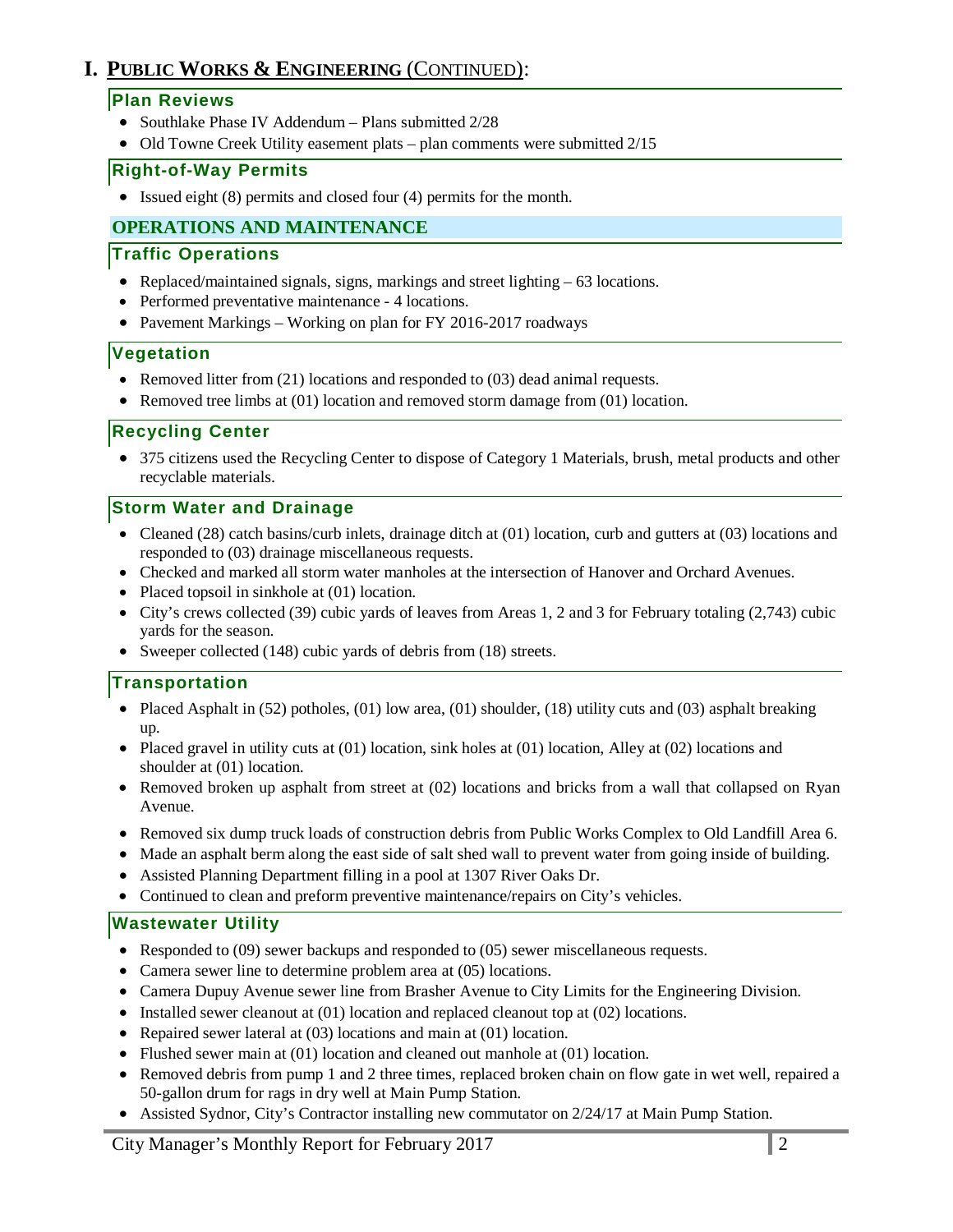# I. PUBLIC WORKS & ENGINEERING (CONTINUED):

### Plan Reviews

- Southlake Phase IV Addendum – Plans submitted 2/28
- Old Towne Creek Utility easement plats – plan comments were submitted 2/15

### Right-of-Way Permits

- Issued eight (8) permits and closed four (4) permits for the month.

## OPERATIONS AND MAINTENANCE

### Traffic Operations

- Replaced/maintained signals, signs, markings and street lighting – 63 locations.
- Performed preventative maintenance - 4 locations.
- Pavement Markings – Working on plan for FY 2016-2017 roadways

### Vegetation

- Removed litter from (21) locations and responded to (03) dead animal requests.
- Removed tree limbs at (01) location and removed storm damage from (01) location.

### Recycling Center

- 375 citizens used the Recycling Center to dispose of Category 1 Materials, brush, metal products and other recyclable materials.

### Storm Water and Drainage

- Cleaned (28) catch basins/curb inlets, drainage ditch at (01) location, curb and gutters at (03) locations and responded to (03) drainage miscellaneous requests.
- Checked and marked all storm water manholes at the intersection of Hanover and Orchard Avenues.
- Placed topsoil in sinkhole at (01) location.
- City's crews collected (39) cubic yards of leaves from Areas 1, 2 and 3 for February totaling (2,743) cubic yards for the season.
- Sweeper collected (148) cubic yards of debris from (18) streets.

### Transportation

- Placed Asphalt in (52) potholes, (01) low area, (01) shoulder, (18) utility cuts and (03) asphalt breaking up.
- Placed gravel in utility cuts at (01) location, sink holes at (01) location, Alley at (02) locations and shoulder at (01) location.
- Removed broken up asphalt from street at (02) locations and bricks from a wall that collapsed on Ryan Avenue.
- Removed six dump truck loads of construction debris from Public Works Complex to Old Landfill Area 6.
- Made an asphalt berm along the east side of salt shed wall to prevent water from going inside of building.
- Assisted Planning Department filling in a pool at 1307 River Oaks Dr.
- Continued to clean and preform preventive maintenance/repairs on City's vehicles.

### Wastewater Utility

- Responded to (09) sewer backups and responded to (05) sewer miscellaneous requests.
- Camera sewer line to determine problem area at (05) locations.
- Camera Dupuy Avenue sewer line from Brasher Avenue to City Limits for the Engineering Division.
- Installed sewer cleanout at (01) location and replaced cleanout top at (02) locations.
- Repaired sewer lateral at (03) locations and main at (01) location.
- Flushed sewer main at (01) location and cleaned out manhole at (01) location.
- Removed debris from pump 1 and 2 three times, replaced broken chain on flow gate in wet well, repaired a 50-gallon drum for rags in dry well at Main Pump Station.
- Assisted Sydnor, City's Contractor installing new commutator on 2/24/17 at Main Pump Station.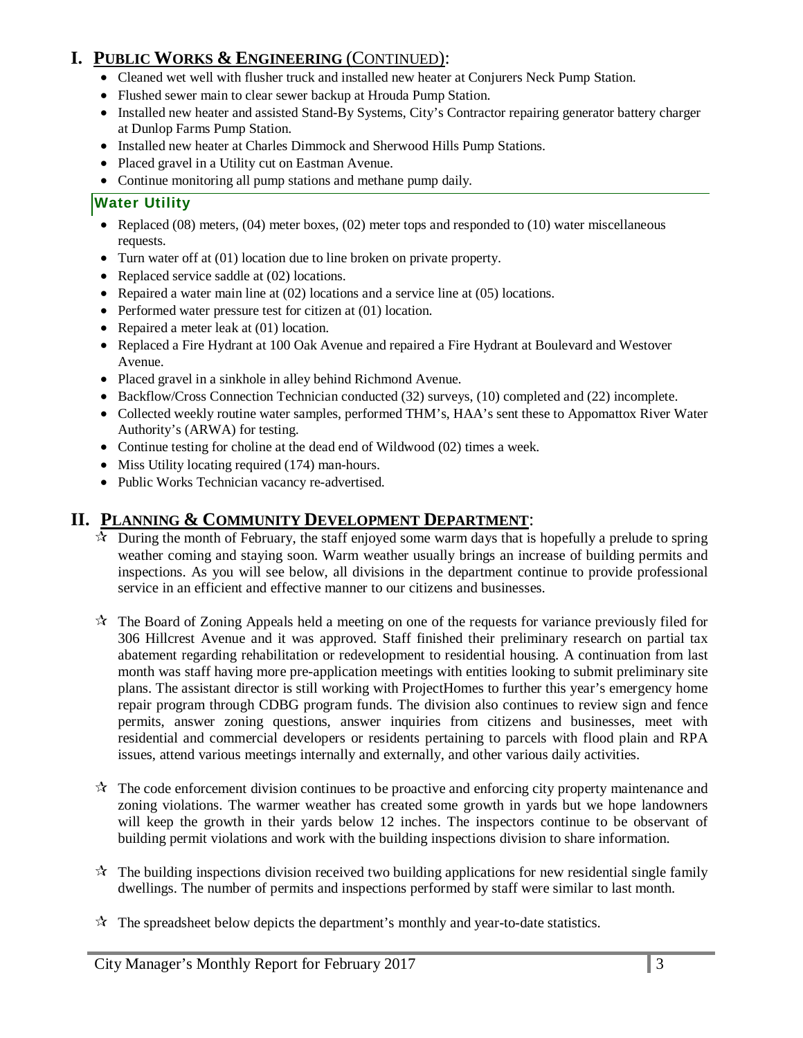# I. Public Works & Engineering (Continued):

- Cleaned wet well with flusher truck and installed new heater at Conjurers Neck Pump Station.
- Flushed sewer main to clear sewer backup at Hrouda Pump Station.
- Installed new heater and assisted Stand-By Systems, City's Contractor repairing generator battery charger at Dunlop Farms Pump Station.
- Installed new heater at Charles Dimmock and Sherwood Hills Pump Stations.
- Placed gravel in a Utility cut on Eastman Avenue.
- Continue monitoring all pump stations and methane pump daily.

### Water Utility

- Replaced (08) meters, (04) meter boxes, (02) meter tops and responded to (10) water miscellaneous requests.
- Turn water off at (01) location due to line broken on private property.
- Replaced service saddle at (02) locations.
- Repaired a water main line at (02) locations and a service line at (05) locations.
- Performed water pressure test for citizen at (01) location.
- Repaired a meter leak at (01) location.
- Replaced a Fire Hydrant at 100 Oak Avenue and repaired a Fire Hydrant at Boulevard and Westover Avenue.
- Placed gravel in a sinkhole in alley behind Richmond Avenue.
- Backflow/Cross Connection Technician conducted (32) surveys, (10) completed and (22) incomplete.
- Collected weekly routine water samples, performed THM's, HAA's sent these to Appomattox River Water Authority's (ARWA) for testing.
- Continue testing for choline at the dead end of Wildwood (02) times a week.
- Miss Utility locating required (174) man-hours.
- Public Works Technician vacancy re-advertised.

# II. Planning & Community Development Department:

- ☆ During the month of February, the staff enjoyed some warm days that is hopefully a prelude to spring weather coming and staying soon. Warm weather usually brings an increase of building permits and inspections. As you will see below, all divisions in the department continue to provide professional service in an efficient and effective manner to our citizens and businesses.

- ☆ The Board of Zoning Appeals held a meeting on one of the requests for variance previously filed for 306 Hillcrest Avenue and it was approved. Staff finished their preliminary research on partial tax abatement regarding rehabilitation or redevelopment to residential housing. A continuation from last month was staff having more pre-application meetings with entities looking to submit preliminary site plans. The assistant director is still working with ProjectHomes to further this year's emergency home repair program through CDBG program funds. The division also continues to review sign and fence permits, answer zoning questions, answer inquiries from citizens and businesses, meet with residential and commercial developers or residents pertaining to parcels with flood plain and RPA issues, attend various meetings internally and externally, and other various daily activities.

- ☆ The code enforcement division continues to be proactive and enforcing city property maintenance and zoning violations. The warmer weather has created some growth in yards but we hope landowners will keep the growth in their yards below 12 inches. The inspectors continue to be observant of building permit violations and work with the building inspections division to share information.

- ☆ The building inspections division received two building applications for new residential single family dwellings. The number of permits and inspections performed by staff were similar to last month.

- ☆ The spreadsheet below depicts the department's monthly and year-to-date statistics.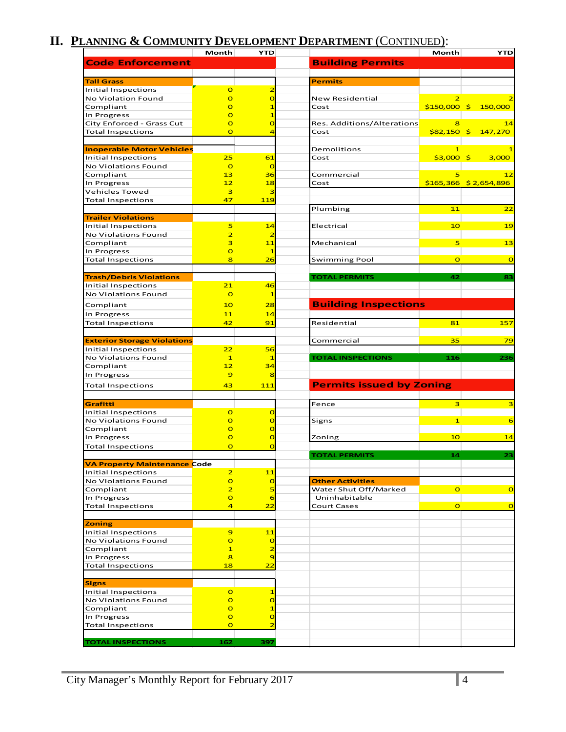## II. Planning & Community Development Department (Continued):

### Code Enforcement

| | Month | YTD |
|---|---|---|
| **Tall Grass** | | |
| Initial Inspections | 0 | 2 |
| No Violation Found | 0 | 0 |
| Compliant | 0 | 1 |
| In Progress | 0 | 1 |
| City Enforced - Grass Cut | 0 | 0 |
| Total Inspections | 0 | 4 |
| **Inoperable Motor Vehicles** | | |
| Initial Inspections | 25 | 61 |
| No Violations Found | 0 | 0 |
| Compliant | 13 | 36 |
| In Progress | 12 | 18 |
| Vehicles Towed | 3 | 3 |
| Total Inspections | 47 | 119 |
| **Trailer Violations** | | |
| Initial Inspections | 5 | 14 |
| No Violations Found | 2 | 2 |
| Compliant | 3 | 11 |
| In Progress | 0 | 1 |
| Total Inspections | 8 | 26 |
| **Trash/Debris Violations** | | |
| Initial Inspections | 21 | 46 |
| No Violations Found | 0 | 1 |
| Compliant | 10 | 28 |
| In Progress | 11 | 14 |
| Total Inspections | 42 | 91 |
| **Exterior Storage Violations** | | |
| Initial Inspections | 22 | 56 |
| No Violations Found | 1 | 1 |
| Compliant | 12 | 34 |
| In Progress | 9 | 8 |
| Total Inspections | 43 | 111 |
| **Grafitti** | | |
| Initial Inspections | 0 | 0 |
| No Violations Found | 0 | 0 |
| Compliant | 0 | 0 |
| In Progress | 0 | 0 |
| Total Inspections | 0 | 0 |
| **VA Property Maintenance Code** | | |
| Initial Inspections | 2 | 11 |
| No Violations Found | 0 | 0 |
| Compliant | 2 | 5 |
| In Progress | 0 | 6 |
| Total Inspections | 4 | 22 |
| **Zoning** | | |
| Initial Inspections | 9 | 11 |
| No Violations Found | 0 | 0 |
| Compliant | 1 | 2 |
| In Progress | 8 | 9 |
| Total Inspections | 18 | 22 |
| **Signs** | | |
| Initial Inspections | 0 | 1 |
| No Violations Found | 0 | 0 |
| Compliant | 0 | 1 |
| In Progress | 0 | 0 |
| Total Inspections | 0 | 2 |
| **TOTAL INSPECTIONS** | **162** | **397** |

### Building Permits

| | Month | YTD |
|---|---|---|
| **Permits** | | |
| New Residential | 2 | 2 |
| Cost | $150,000 | $ 150,000 |
| Res. Additions/Alterations | 8 | 14 |
| Cost | $82,150 | $ 147,270 |
| Demolitions | 1 | 1 |
| Cost | $3,000 | $ 3,000 |
| Commercial | 5 | 12 |
| Cost | $165,366 | $ 2,654,896 |
| Plumbing | 11 | 22 |
| Electrical | 10 | 19 |
| Mechanical | 5 | 13 |
| Swimming Pool | 0 | 0 |
| **TOTAL PERMITS** | **42** | **83** |

### Building Inspections

| | Month | YTD |
|---|---|---|
| Residential | 81 | 157 |
| Commercial | 35 | 79 |
| **TOTAL INSPECTIONS** | **116** | **236** |

### Permits issued by Zoning

| | Month | YTD |
|---|---|---|
| Fence | 3 | 3 |
| Signs | 1 | 6 |
| Zoning | 10 | 14 |
| **TOTAL PERMITS** | **14** | **23** |

| | Month | YTD |
|---|---|---|
| **Other Activities** | | |
| Water Shut Off/Marked Uninhabitable | 0 | 0 |
| Court Cases | 0 | 0 |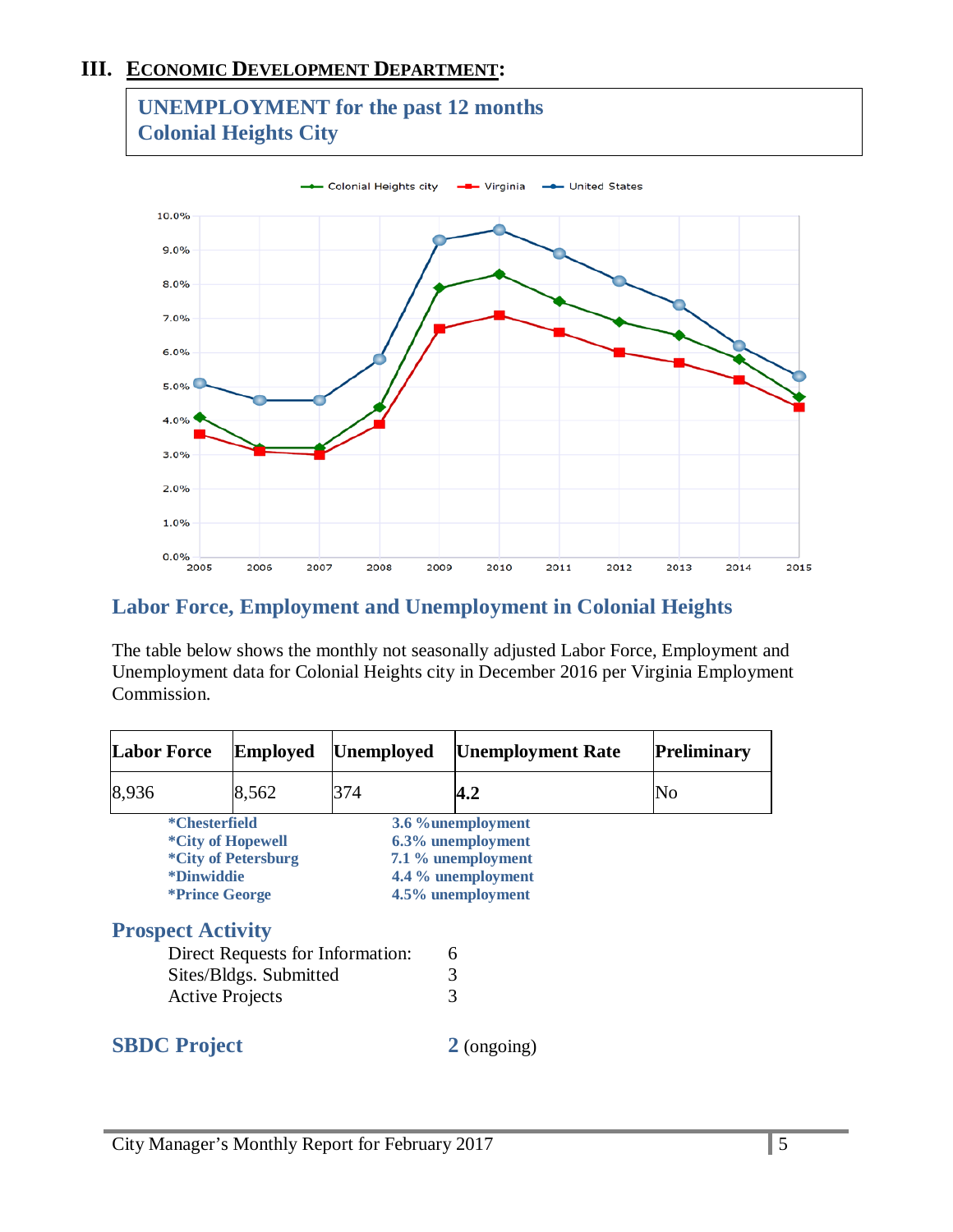## III. ECONOMIC DEVELOPMENT DEPARTMENT:

**UNEMPLOYMENT for the past 12 months**
**Colonial Heights City**

## Labor Force, Employment and Unemployment in Colonial Heights

The table below shows the monthly not seasonally adjusted Labor Force, Employment and Unemployment data for Colonial Heights city in December 2016 per Virginia Employment Commission.

| Labor Force | Employed | Unemployed | Unemployment Rate | Preliminary |
|---|---|---|---|---|
| 8,936 | 8,562 | 374 | **4.2** | No |

| | |
|---|---|
| ***Chesterfield** | **3.6 %unemployment** |
| ***City of Hopewell** | **6.3% unemployment** |
| ***City of Petersburg** | **7.1 % unemployment** |
| ***Dinwiddie** | **4.4 % unemployment** |
| ***Prince George** | **4.5% unemployment** |

## Prospect Activity

| | |
|---|---|
| Direct Requests for Information: | 6 |
| Sites/Bldgs. Submitted | 3 |
| Active Projects | 3 |

## SBDC Project

**2** (ongoing)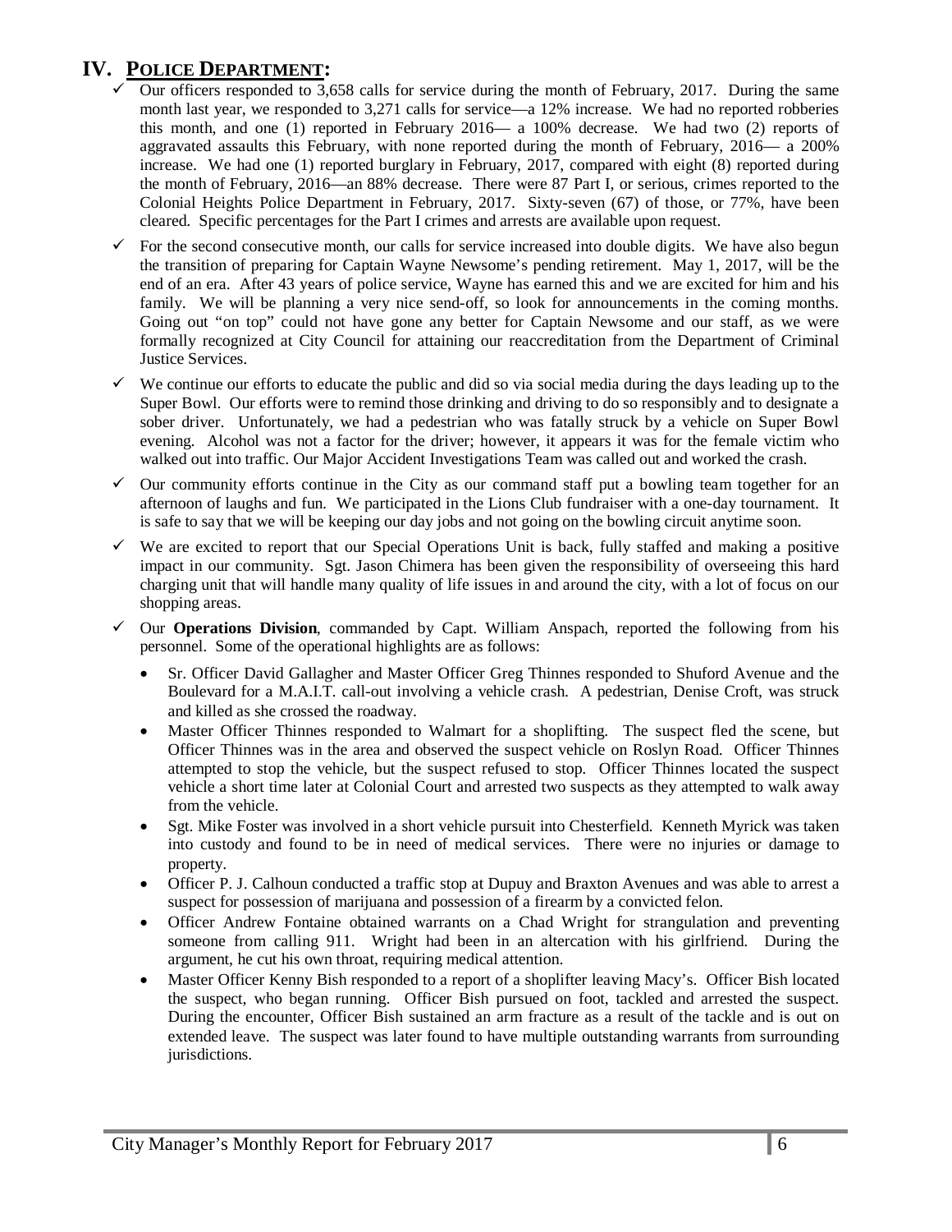## IV. POLICE DEPARTMENT:

- ✓ Our officers responded to 3,658 calls for service during the month of February, 2017. During the same month last year, we responded to 3,271 calls for service—a 12% increase. We had no reported robberies this month, and one (1) reported in February 2016— a 100% decrease. We had two (2) reports of aggravated assaults this February, with none reported during the month of February, 2016— a 200% increase. We had one (1) reported burglary in February, 2017, compared with eight (8) reported during the month of February, 2016—an 88% decrease. There were 87 Part I, or serious, crimes reported to the Colonial Heights Police Department in February, 2017. Sixty-seven (67) of those, or 77%, have been cleared. Specific percentages for the Part I crimes and arrests are available upon request.
- ✓ For the second consecutive month, our calls for service increased into double digits. We have also begun the transition of preparing for Captain Wayne Newsome's pending retirement. May 1, 2017, will be the end of an era. After 43 years of police service, Wayne has earned this and we are excited for him and his family. We will be planning a very nice send-off, so look for announcements in the coming months. Going out "on top" could not have gone any better for Captain Newsome and our staff, as we were formally recognized at City Council for attaining our reaccreditation from the Department of Criminal Justice Services.
- ✓ We continue our efforts to educate the public and did so via social media during the days leading up to the Super Bowl. Our efforts were to remind those drinking and driving to do so responsibly and to designate a sober driver. Unfortunately, we had a pedestrian who was fatally struck by a vehicle on Super Bowl evening. Alcohol was not a factor for the driver; however, it appears it was for the female victim who walked out into traffic. Our Major Accident Investigations Team was called out and worked the crash.
- ✓ Our community efforts continue in the City as our command staff put a bowling team together for an afternoon of laughs and fun. We participated in the Lions Club fundraiser with a one-day tournament. It is safe to say that we will be keeping our day jobs and not going on the bowling circuit anytime soon.
- ✓ We are excited to report that our Special Operations Unit is back, fully staffed and making a positive impact in our community. Sgt. Jason Chimera has been given the responsibility of overseeing this hard charging unit that will handle many quality of life issues in and around the city, with a lot of focus on our shopping areas.
- ✓ Our **Operations Division**, commanded by Capt. William Anspach, reported the following from his personnel. Some of the operational highlights are as follows:
  - Sr. Officer David Gallagher and Master Officer Greg Thinnes responded to Shuford Avenue and the Boulevard for a M.A.I.T. call-out involving a vehicle crash. A pedestrian, Denise Croft, was struck and killed as she crossed the roadway.
  - Master Officer Thinnes responded to Walmart for a shoplifting. The suspect fled the scene, but Officer Thinnes was in the area and observed the suspect vehicle on Roslyn Road. Officer Thinnes attempted to stop the vehicle, but the suspect refused to stop. Officer Thinnes located the suspect vehicle a short time later at Colonial Court and arrested two suspects as they attempted to walk away from the vehicle.
  - Sgt. Mike Foster was involved in a short vehicle pursuit into Chesterfield. Kenneth Myrick was taken into custody and found to be in need of medical services. There were no injuries or damage to property.
  - Officer P. J. Calhoun conducted a traffic stop at Dupuy and Braxton Avenues and was able to arrest a suspect for possession of marijuana and possession of a firearm by a convicted felon.
  - Officer Andrew Fontaine obtained warrants on a Chad Wright for strangulation and preventing someone from calling 911. Wright had been in an altercation with his girlfriend. During the argument, he cut his own throat, requiring medical attention.
  - Master Officer Kenny Bish responded to a report of a shoplifter leaving Macy's. Officer Bish located the suspect, who began running. Officer Bish pursued on foot, tackled and arrested the suspect. During the encounter, Officer Bish sustained an arm fracture as a result of the tackle and is out on extended leave. The suspect was later found to have multiple outstanding warrants from surrounding jurisdictions.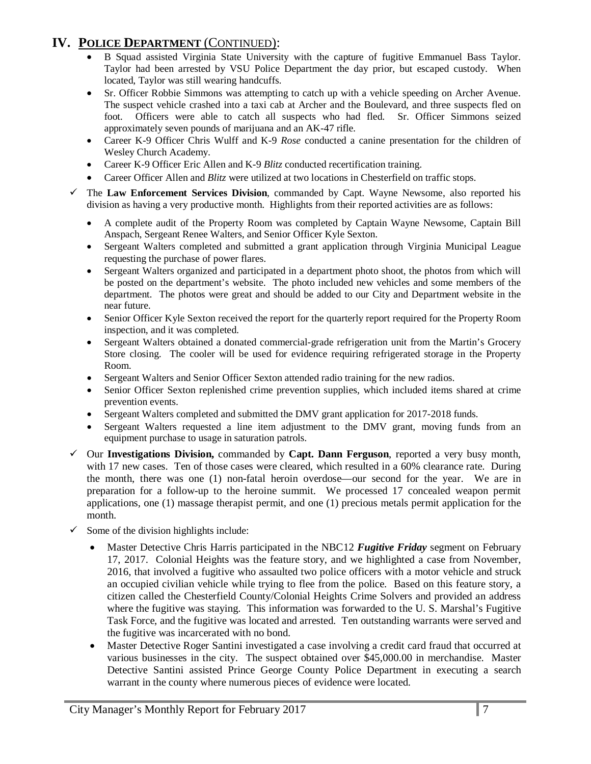## IV. Police Department (Continued):

- B Squad assisted Virginia State University with the capture of fugitive Emmanuel Bass Taylor. Taylor had been arrested by VSU Police Department the day prior, but escaped custody. When located, Taylor was still wearing handcuffs.
- Sr. Officer Robbie Simmons was attempting to catch up with a vehicle speeding on Archer Avenue. The suspect vehicle crashed into a taxi cab at Archer and the Boulevard, and three suspects fled on foot. Officers were able to catch all suspects who had fled. Sr. Officer Simmons seized approximately seven pounds of marijuana and an AK-47 rifle.
- Career K-9 Officer Chris Wulff and K-9 *Rose* conducted a canine presentation for the children of Wesley Church Academy.
- Career K-9 Officer Eric Allen and K-9 *Blitz* conducted recertification training.
- Career Officer Allen and *Blitz* were utilized at two locations in Chesterfield on traffic stops.

✓ The **Law Enforcement Services Division**, commanded by Capt. Wayne Newsome, also reported his division as having a very productive month. Highlights from their reported activities are as follows:

- A complete audit of the Property Room was completed by Captain Wayne Newsome, Captain Bill Anspach, Sergeant Renee Walters, and Senior Officer Kyle Sexton.
- Sergeant Walters completed and submitted a grant application through Virginia Municipal League requesting the purchase of power flares.
- Sergeant Walters organized and participated in a department photo shoot, the photos from which will be posted on the department's website. The photo included new vehicles and some members of the department. The photos were great and should be added to our City and Department website in the near future.
- Senior Officer Kyle Sexton received the report for the quarterly report required for the Property Room inspection, and it was completed.
- Sergeant Walters obtained a donated commercial-grade refrigeration unit from the Martin's Grocery Store closing. The cooler will be used for evidence requiring refrigerated storage in the Property Room.
- Sergeant Walters and Senior Officer Sexton attended radio training for the new radios.
- Senior Officer Sexton replenished crime prevention supplies, which included items shared at crime prevention events.
- Sergeant Walters completed and submitted the DMV grant application for 2017-2018 funds.
- Sergeant Walters requested a line item adjustment to the DMV grant, moving funds from an equipment purchase to usage in saturation patrols.

✓ Our **Investigations Division,** commanded by **Capt. Dann Ferguson**, reported a very busy month, with 17 new cases. Ten of those cases were cleared, which resulted in a 60% clearance rate. During the month, there was one (1) non-fatal heroin overdose—our second for the year. We are in preparation for a follow-up to the heroine summit. We processed 17 concealed weapon permit applications, one (1) massage therapist permit, and one (1) precious metals permit application for the month.

✓ Some of the division highlights include:

- Master Detective Chris Harris participated in the NBC12 ***Fugitive Friday*** segment on February 17, 2017. Colonial Heights was the feature story, and we highlighted a case from November, 2016, that involved a fugitive who assaulted two police officers with a motor vehicle and struck an occupied civilian vehicle while trying to flee from the police. Based on this feature story, a citizen called the Chesterfield County/Colonial Heights Crime Solvers and provided an address where the fugitive was staying. This information was forwarded to the U. S. Marshal's Fugitive Task Force, and the fugitive was located and arrested. Ten outstanding warrants were served and the fugitive was incarcerated with no bond.
- Master Detective Roger Santini investigated a case involving a credit card fraud that occurred at various businesses in the city. The suspect obtained over $45,000.00 in merchandise. Master Detective Santini assisted Prince George County Police Department in executing a search warrant in the county where numerous pieces of evidence were located.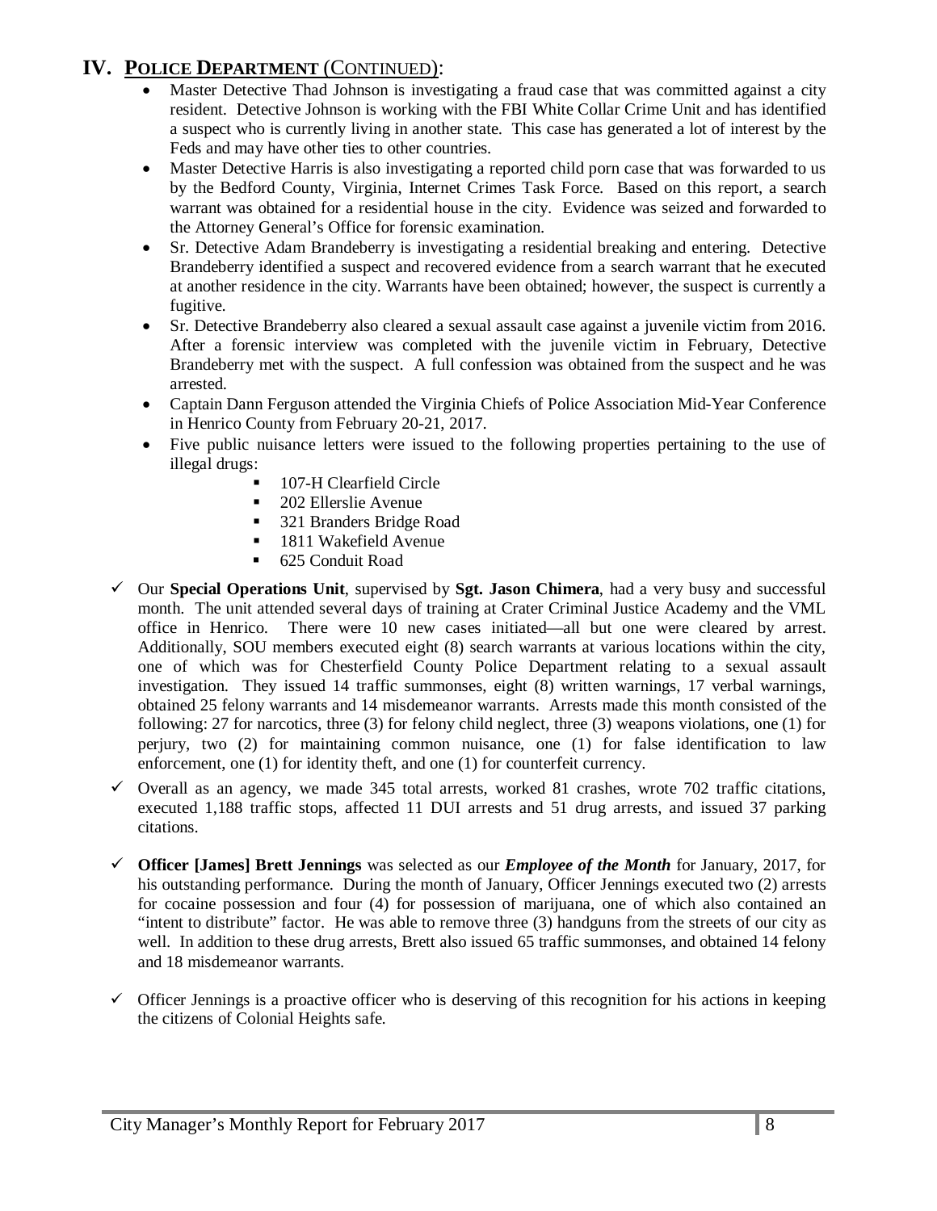## IV. POLICE DEPARTMENT (CONTINUED):

- Master Detective Thad Johnson is investigating a fraud case that was committed against a city resident. Detective Johnson is working with the FBI White Collar Crime Unit and has identified a suspect who is currently living in another state. This case has generated a lot of interest by the Feds and may have other ties to other countries.
- Master Detective Harris is also investigating a reported child porn case that was forwarded to us by the Bedford County, Virginia, Internet Crimes Task Force. Based on this report, a search warrant was obtained for a residential house in the city. Evidence was seized and forwarded to the Attorney General's Office for forensic examination.
- Sr. Detective Adam Brandeberry is investigating a residential breaking and entering. Detective Brandeberry identified a suspect and recovered evidence from a search warrant that he executed at another residence in the city. Warrants have been obtained; however, the suspect is currently a fugitive.
- Sr. Detective Brandeberry also cleared a sexual assault case against a juvenile victim from 2016. After a forensic interview was completed with the juvenile victim in February, Detective Brandeberry met with the suspect. A full confession was obtained from the suspect and he was arrested.
- Captain Dann Ferguson attended the Virginia Chiefs of Police Association Mid-Year Conference in Henrico County from February 20-21, 2017.
- Five public nuisance letters were issued to the following properties pertaining to the use of illegal drugs:
  - 107-H Clearfield Circle
  - 202 Ellerslie Avenue
  - 321 Branders Bridge Road
  - 1811 Wakefield Avenue
  - 625 Conduit Road

✓ Our **Special Operations Unit**, supervised by **Sgt. Jason Chimera**, had a very busy and successful month. The unit attended several days of training at Crater Criminal Justice Academy and the VML office in Henrico. There were 10 new cases initiated—all but one were cleared by arrest. Additionally, SOU members executed eight (8) search warrants at various locations within the city, one of which was for Chesterfield County Police Department relating to a sexual assault investigation. They issued 14 traffic summonses, eight (8) written warnings, 17 verbal warnings, obtained 25 felony warrants and 14 misdemeanor warrants. Arrests made this month consisted of the following: 27 for narcotics, three (3) for felony child neglect, three (3) weapons violations, one (1) for perjury, two (2) for maintaining common nuisance, one (1) for false identification to law enforcement, one (1) for identity theft, and one (1) for counterfeit currency.

✓ Overall as an agency, we made 345 total arrests, worked 81 crashes, wrote 702 traffic citations, executed 1,188 traffic stops, affected 11 DUI arrests and 51 drug arrests, and issued 37 parking citations.

✓ **Officer [James] Brett Jennings** was selected as our ***Employee of the Month*** for January, 2017, for his outstanding performance. During the month of January, Officer Jennings executed two (2) arrests for cocaine possession and four (4) for possession of marijuana, one of which also contained an "intent to distribute" factor. He was able to remove three (3) handguns from the streets of our city as well. In addition to these drug arrests, Brett also issued 65 traffic summonses, and obtained 14 felony and 18 misdemeanor warrants.

✓ Officer Jennings is a proactive officer who is deserving of this recognition for his actions in keeping the citizens of Colonial Heights safe.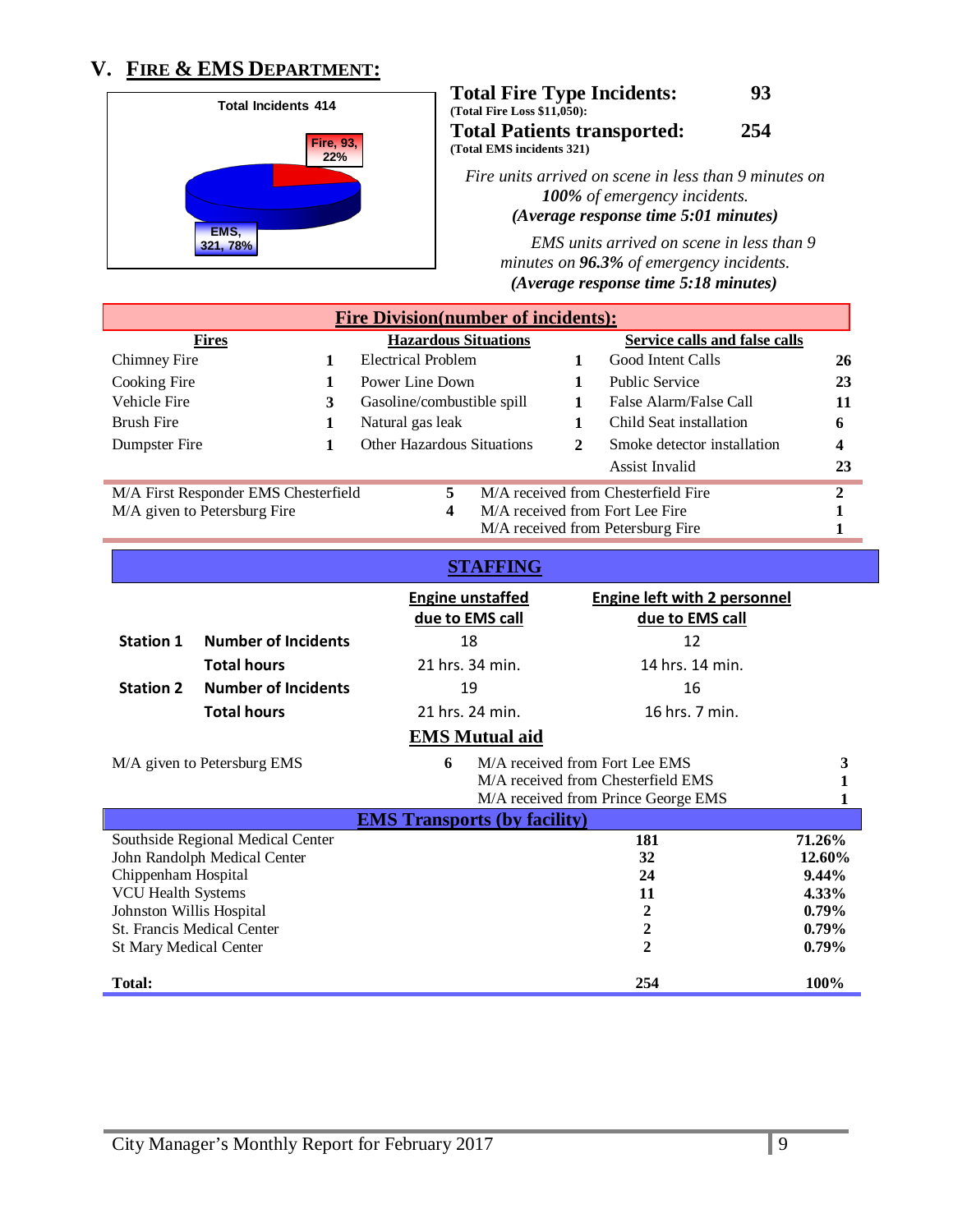## V. FIRE & EMS DEPARTMENT:

Total Incidents 414

Fire, 93, 22%

EMS, 321, 78%

**Total Fire Type Incidents: 93**
**(Total Fire Loss $11,050):**

**Total Patients transported: 254**
**(Total EMS incidents 321)**

*Fire units arrived on scene in less than 9 minutes on* ***100%*** *of emergency incidents.*
***(Average response time 5:01 minutes)***

*EMS units arrived on scene in less than 9 minutes on* ***96.3%*** *of emergency incidents.*
***(Average response time 5:18 minutes)***

### Fire Division(number of incidents):

| Fires | | Hazardous Situations | | Service calls and false calls | |
|---|---|---|---|---|---|
| Chimney Fire | 1 | Electrical Problem | 1 | Good Intent Calls | 26 |
| Cooking Fire | 1 | Power Line Down | 1 | Public Service | 23 |
| Vehicle Fire | 3 | Gasoline/combustible spill | 1 | False Alarm/False Call | 11 |
| Brush Fire | 1 | Natural gas leak | 1 | Child Seat installation | 6 |
| Dumpster Fire | 1 | Other Hazardous Situations | 2 | Smoke detector installation | 4 |
| | | | | Assist Invalid | 23 |

| | | | |
|---|---|---|---|
| M/A First Responder EMS Chesterfield | 5 | M/A received from Chesterfield Fire | 2 |
| M/A given to Petersburg Fire | 4 | M/A received from Fort Lee Fire | 1 |
| | | M/A received from Petersburg Fire | 1 |

### STAFFING

| | | Engine unstaffed due to EMS call | Engine left with 2 personnel due to EMS call |
|---|---|---|---|
| **Station 1** | **Number of Incidents** | 18 | 12 |
| | **Total hours** | 21 hrs. 34 min. | 14 hrs. 14 min. |
| **Station 2** | **Number of Incidents** | 19 | 16 |
| | **Total hours** | 21 hrs. 24 min. | 16 hrs. 7 min. |

### EMS Mutual aid

| | | | |
|---|---|---|---|
| M/A given to Petersburg EMS | 6 | M/A received from Fort Lee EMS | 3 |
| | | M/A received from Chesterfield EMS | 1 |
| | | M/A received from Prince George EMS | 1 |

### EMS Transports (by facility)

| Facility | Transports | Percent |
|---|---|---|
| Southside Regional Medical Center | 181 | 71.26% |
| John Randolph Medical Center | 32 | 12.60% |
| Chippenham Hospital | 24 | 9.44% |
| VCU Health Systems | 11 | 4.33% |
| Johnston Willis Hospital | 2 | 0.79% |
| St. Francis Medical Center | 2 | 0.79% |
| St Mary Medical Center | 2 | 0.79% |
| **Total:** | **254** | **100%** |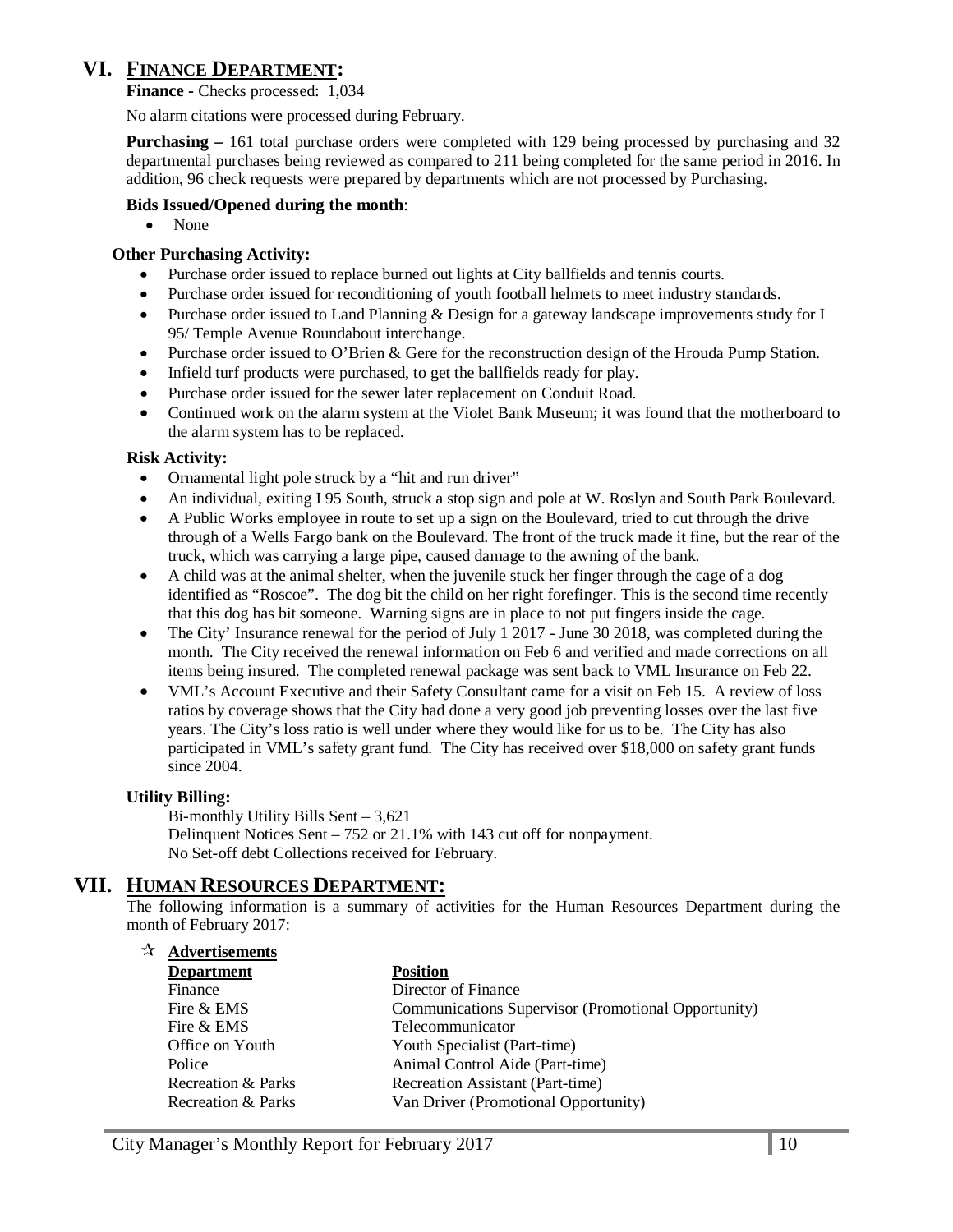## VI. FINANCE DEPARTMENT:

**Finance -** Checks processed: 1,034

No alarm citations were processed during February.

**Purchasing –** 161 total purchase orders were completed with 129 being processed by purchasing and 32 departmental purchases being reviewed as compared to 211 being completed for the same period in 2016. In addition, 96 check requests were prepared by departments which are not processed by Purchasing.

**Bids Issued/Opened during the month**:

- None

**Other Purchasing Activity:**

- Purchase order issued to replace burned out lights at City ballfields and tennis courts.
- Purchase order issued for reconditioning of youth football helmets to meet industry standards.
- Purchase order issued to Land Planning & Design for a gateway landscape improvements study for I 95/ Temple Avenue Roundabout interchange.
- Purchase order issued to O'Brien & Gere for the reconstruction design of the Hrouda Pump Station.
- Infield turf products were purchased, to get the ballfields ready for play.
- Purchase order issued for the sewer later replacement on Conduit Road.
- Continued work on the alarm system at the Violet Bank Museum; it was found that the motherboard to the alarm system has to be replaced.

**Risk Activity:**

- Ornamental light pole struck by a "hit and run driver"
- An individual, exiting I 95 South, struck a stop sign and pole at W. Roslyn and South Park Boulevard.
- A Public Works employee in route to set up a sign on the Boulevard, tried to cut through the drive through of a Wells Fargo bank on the Boulevard. The front of the truck made it fine, but the rear of the truck, which was carrying a large pipe, caused damage to the awning of the bank.
- A child was at the animal shelter, when the juvenile stuck her finger through the cage of a dog identified as "Roscoe". The dog bit the child on her right forefinger. This is the second time recently that this dog has bit someone. Warning signs are in place to not put fingers inside the cage.
- The City' Insurance renewal for the period of July 1 2017 - June 30 2018, was completed during the month. The City received the renewal information on Feb 6 and verified and made corrections on all items being insured. The completed renewal package was sent back to VML Insurance on Feb 22.
- VML's Account Executive and their Safety Consultant came for a visit on Feb 15. A review of loss ratios by coverage shows that the City had done a very good job preventing losses over the last five years. The City's loss ratio is well under where they would like for us to be. The City has also participated in VML's safety grant fund. The City has received over $18,000 on safety grant funds since 2004.

**Utility Billing:**

Bi-monthly Utility Bills Sent – 3,621
Delinquent Notices Sent – 752 or 21.1% with 143 cut off for nonpayment.
No Set-off debt Collections received for February.

## VII. HUMAN RESOURCES DEPARTMENT:

The following information is a summary of activities for the Human Resources Department during the month of February 2017:

☆ **Advertisements**

| Department | Position |
|---|---|
| Finance | Director of Finance |
| Fire & EMS | Communications Supervisor (Promotional Opportunity) |
| Fire & EMS | Telecommunicator |
| Office on Youth | Youth Specialist (Part-time) |
| Police | Animal Control Aide (Part-time) |
| Recreation & Parks | Recreation Assistant (Part-time) |
| Recreation & Parks | Van Driver (Promotional Opportunity) |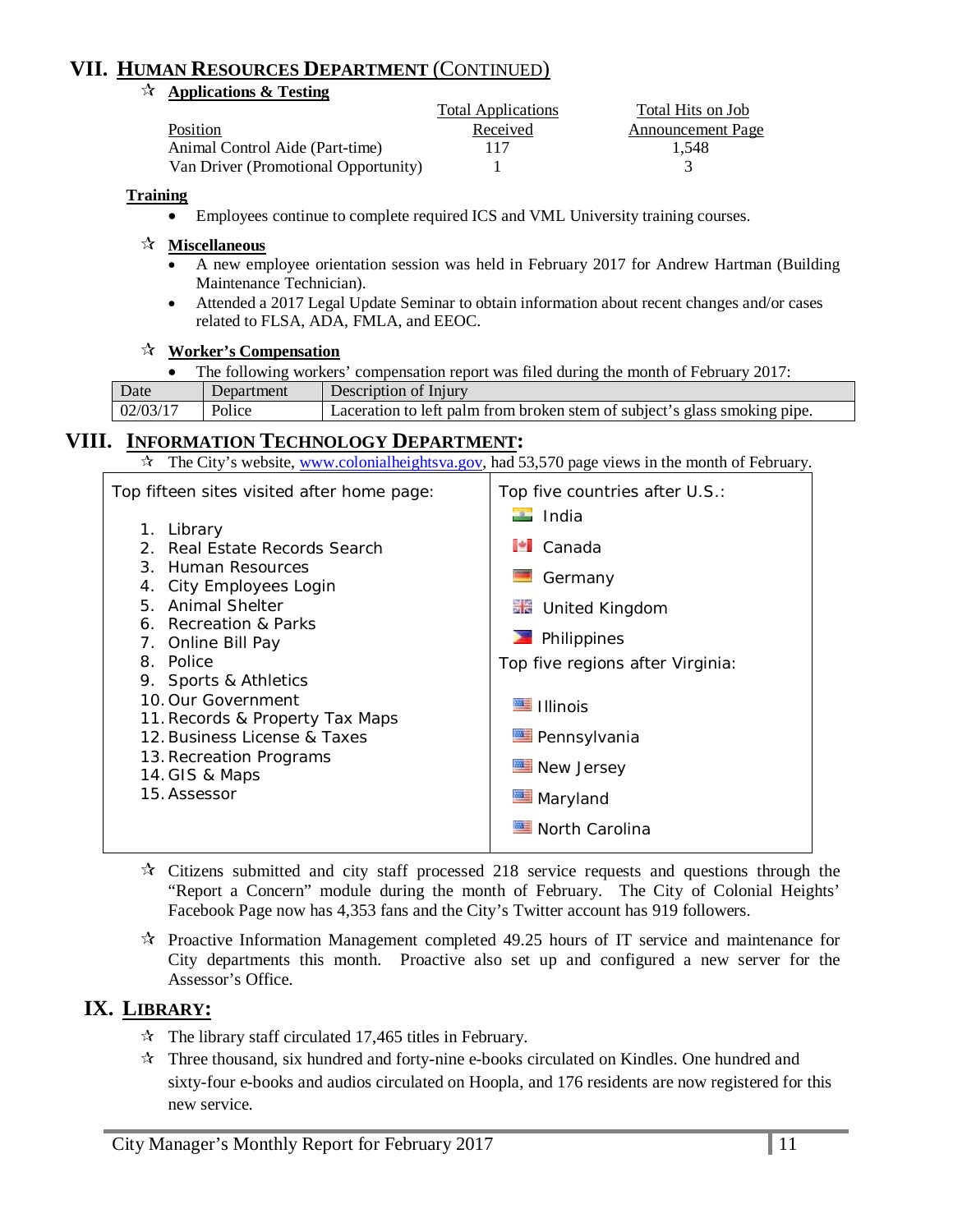## VII. HUMAN RESOURCES DEPARTMENT (CONTINUED)

☆ **Applications & Testing**

| Position | Total Applications Received | Total Hits on Job Announcement Page |
|---|---|---|
| Animal Control Aide (Part-time) | 117 | 1,548 |
| Van Driver (Promotional Opportunity) | 1 | 3 |

**Training**

- Employees continue to complete required ICS and VML University training courses.

☆ **Miscellaneous**

- A new employee orientation session was held in February 2017 for Andrew Hartman (Building Maintenance Technician).
- Attended a 2017 Legal Update Seminar to obtain information about recent changes and/or cases related to FLSA, ADA, FMLA, and EEOC.

☆ **Worker's Compensation**

- The following workers' compensation report was filed during the month of February 2017:

| Date | Department | Description of Injury |
|---|---|---|
| 02/03/17 | Police | Laceration to left palm from broken stem of subject's glass smoking pipe. |

## VIII. INFORMATION TECHNOLOGY DEPARTMENT:

☆ The City's website, www.colonialheightsva.gov, had 53,570 page views in the month of February.

| Top fifteen sites visited after home page: | Top five countries after U.S.: |
|---|---|
| 1. Library | India |
| 2. Real Estate Records Search | Canada |
| 3. Human Resources | Germany |
| 4. City Employees Login | United Kingdom |
| 5. Animal Shelter | Philippines |
| 6. Recreation & Parks | **Top five regions after Virginia:** |
| 7. Online Bill Pay | Illinois |
| 8. Police | Pennsylvania |
| 9. Sports & Athletics | New Jersey |
| 10. Our Government | Maryland |
| 11. Records & Property Tax Maps | North Carolina |
| 12. Business License & Taxes | |
| 13. Recreation Programs | |
| 14. GIS & Maps | |
| 15. Assessor | |

☆ Citizens submitted and city staff processed 218 service requests and questions through the "Report a Concern" module during the month of February. The City of Colonial Heights' Facebook Page now has 4,353 fans and the City's Twitter account has 919 followers.

☆ Proactive Information Management completed 49.25 hours of IT service and maintenance for City departments this month. Proactive also set up and configured a new server for the Assessor's Office.

## IX. LIBRARY:

☆ The library staff circulated 17,465 titles in February.

☆ Three thousand, six hundred and forty-nine e-books circulated on Kindles. One hundred and sixty-four e-books and audios circulated on Hoopla, and 176 residents are now registered for this new service.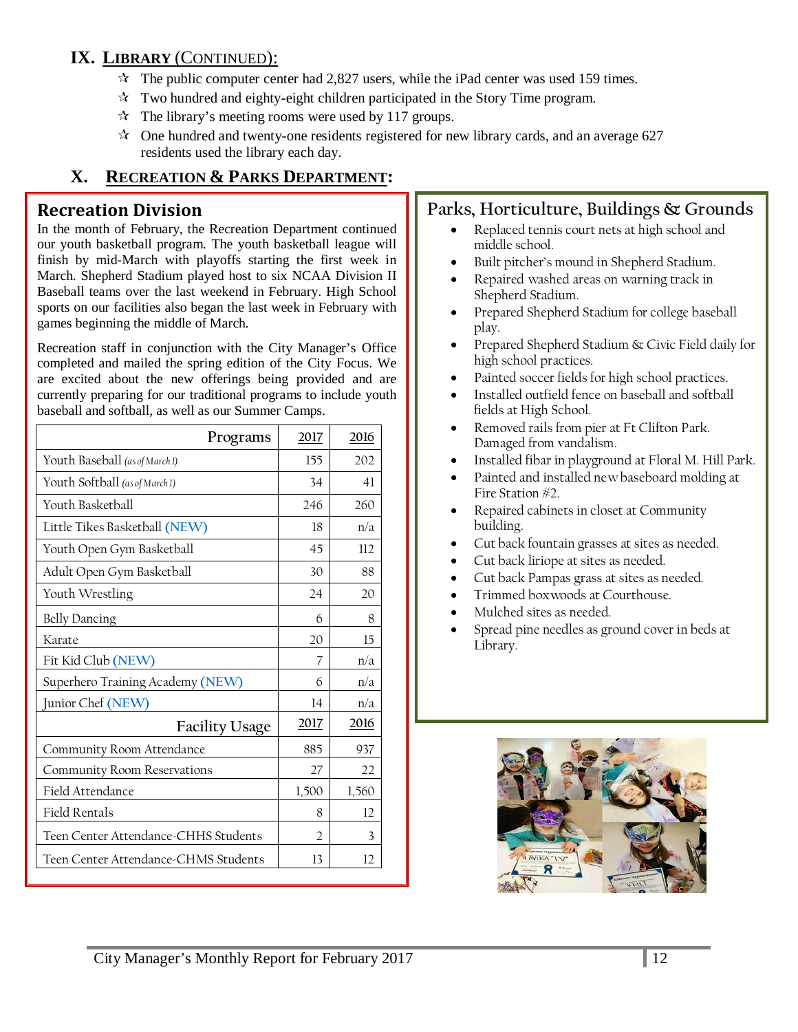## IX. Library (Continued):

- ☆ The public computer center had 2,827 users, while the iPad center was used 159 times.
- ☆ Two hundred and eighty-eight children participated in the Story Time program.
- ☆ The library's meeting rooms were used by 117 groups.
- ☆ One hundred and twenty-one residents registered for new library cards, and an average 627 residents used the library each day.

## X. Recreation & Parks Department:

### Recreation Division

In the month of February, the Recreation Department continued our youth basketball program. The youth basketball league will finish by mid-March with playoffs starting the first week in March. Shepherd Stadium played host to six NCAA Division II Baseball teams over the last weekend in February. High School sports on our facilities also began the last week in February with games beginning the middle of March.

Recreation staff in conjunction with the City Manager's Office completed and mailed the spring edition of the City Focus. We are excited about the new offerings being provided and are currently preparing for our traditional programs to include youth baseball and softball, as well as our Summer Camps.

| Programs | 2017 | 2016 |
|---|---|---|
| Youth Baseball *(as of March 1)* | 155 | 202 |
| Youth Softball *(as of March 1)* | 34 | 41 |
| Youth Basketball | 246 | 260 |
| Little Tikes Basketball (NEW) | 18 | n/a |
| Youth Open Gym Basketball | 45 | 112 |
| Adult Open Gym Basketball | 30 | 88 |
| Youth Wrestling | 24 | 20 |
| Belly Dancing | 6 | 8 |
| Karate | 20 | 15 |
| Fit Kid Club (NEW) | 7 | n/a |
| Superhero Training Academy (NEW) | 6 | n/a |
| Junior Chef (NEW) | 14 | n/a |
| **Facility Usage** | **2017** | **2016** |
| Community Room Attendance | 885 | 937 |
| Community Room Reservations | 27 | 22 |
| Field Attendance | 1,500 | 1,560 |
| Field Rentals | 8 | 12 |
| Teen Center Attendance-CHHS Students | 2 | 3 |
| Teen Center Attendance-CHMS Students | 13 | 12 |

### Parks, Horticulture, Buildings & Grounds

- Replaced tennis court nets at high school and middle school.
- Built pitcher's mound in Shepherd Stadium.
- Repaired washed areas on warning track in Shepherd Stadium.
- Prepared Shepherd Stadium for college baseball play.
- Prepared Shepherd Stadium & Civic Field daily for high school practices.
- Painted soccer fields for high school practices.
- Installed outfield fence on baseball and softball fields at High School.
- Removed rails from pier at Ft Clifton Park. Damaged from vandalism.
- Installed fibar in playground at Floral M. Hill Park.
- Painted and installed new baseboard molding at Fire Station #2.
- Repaired cabinets in closet at Community building.
- Cut back fountain grasses at sites as needed.
- Cut back liriope at sites as needed.
- Cut back Pampas grass at sites as needed.
- Trimmed boxwoods at Courthouse.
- Mulched sites as needed.
- Spread pine needles as ground cover in beds at Library.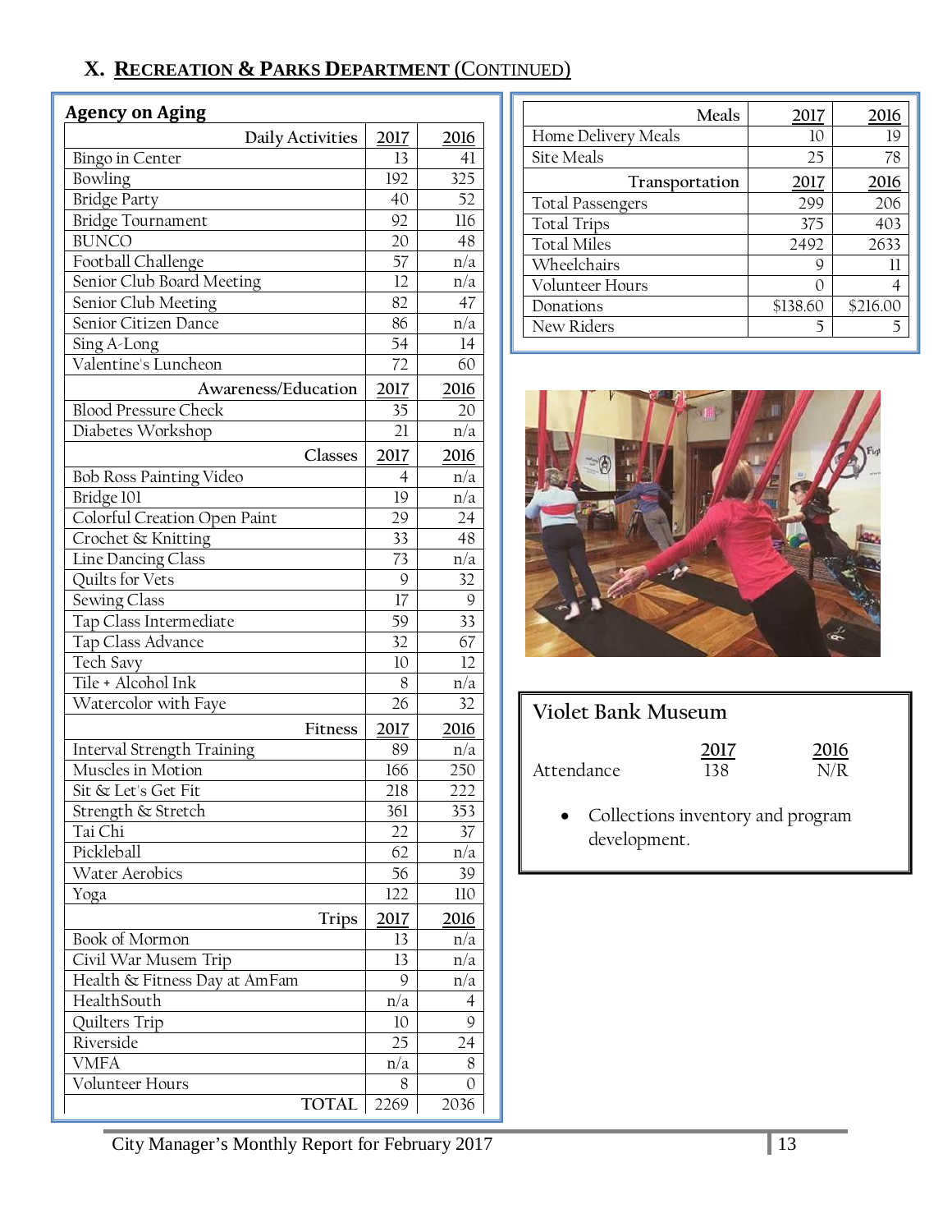## X. RECREATION & PARKS DEPARTMENT (CONTINUED)

### Agency on Aging

| Daily Activities | 2017 | 2016 |
|---|---|---|
| Bingo in Center | 13 | 41 |
| Bowling | 192 | 325 |
| Bridge Party | 40 | 52 |
| Bridge Tournament | 92 | 116 |
| BUNCO | 20 | 48 |
| Football Challenge | 57 | n/a |
| Senior Club Board Meeting | 12 | n/a |
| Senior Club Meeting | 82 | 47 |
| Senior Citizen Dance | 86 | n/a |
| Sing A-Long | 54 | 14 |
| Valentine's Luncheon | 72 | 60 |
| **Awareness/Education** | **2017** | **2016** |
| Blood Pressure Check | 35 | 20 |
| Diabetes Workshop | 21 | n/a |
| **Classes** | **2017** | **2016** |
| Bob Ross Painting Video | 4 | n/a |
| Bridge 101 | 19 | n/a |
| Colorful Creation Open Paint | 29 | 24 |
| Crochet & Knitting | 33 | 48 |
| Line Dancing Class | 73 | n/a |
| Quilts for Vets | 9 | 32 |
| Sewing Class | 17 | 9 |
| Tap Class Intermediate | 59 | 33 |
| Tap Class Advance | 32 | 67 |
| Tech Savy | 10 | 12 |
| Tile + Alcohol Ink | 8 | n/a |
| Watercolor with Faye | 26 | 32 |
| **Fitness** | **2017** | **2016** |
| Interval Strength Training | 89 | n/a |
| Muscles in Motion | 166 | 250 |
| Sit & Let's Get Fit | 218 | 222 |
| Strength & Stretch | 361 | 353 |
| Tai Chi | 22 | 37 |
| Pickleball | 62 | n/a |
| Water Aerobics | 56 | 39 |
| Yoga | 122 | 110 |
| **Trips** | **2017** | **2016** |
| Book of Mormon | 13 | n/a |
| Civil War Musem Trip | 13 | n/a |
| Health & Fitness Day at AmFam | 9 | n/a |
| HealthSouth | n/a | 4 |
| Quilters Trip | 10 | 9 |
| Riverside | 25 | 24 |
| VMFA | n/a | 8 |
| Volunteer Hours | 8 | 0 |
| TOTAL | 2269 | 2036 |

| Meals | 2017 | 2016 |
|---|---|---|
| Home Delivery Meals | 10 | 19 |
| Site Meals | 25 | 78 |
| **Transportation** | **2017** | **2016** |
| Total Passengers | 299 | 206 |
| Total Trips | 375 | 403 |
| Total Miles | 2492 | 2633 |
| Wheelchairs | 9 | 11 |
| Volunteer Hours | 0 | 4 |
| Donations | $138.60 | $216.00 |
| New Riders | 5 | 5 |

### Violet Bank Museum

| | 2017 | 2016 |
|---|---|---|
| Attendance | 138 | N/R |

- Collections inventory and program development.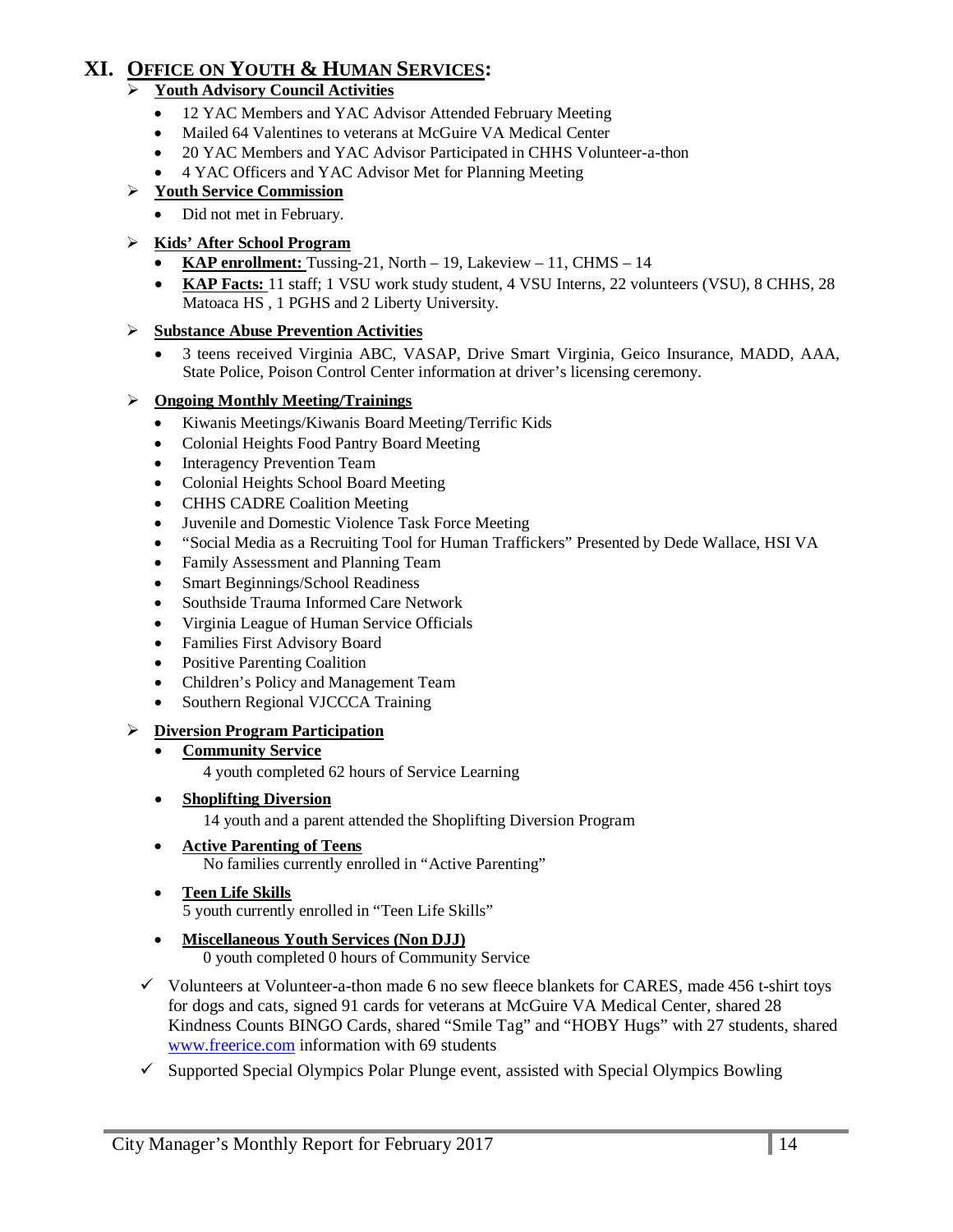# XI. OFFICE ON YOUTH & HUMAN SERVICES:

- **Youth Advisory Council Activities**
  - 12 YAC Members and YAC Advisor Attended February Meeting
  - Mailed 64 Valentines to veterans at McGuire VA Medical Center
  - 20 YAC Members and YAC Advisor Participated in CHHS Volunteer-a-thon
  - 4 YAC Officers and YAC Advisor Met for Planning Meeting

- **Youth Service Commission**
  - Did not met in February.

- **Kids' After School Program**
  - **KAP enrollment:** Tussing-21, North – 19, Lakeview – 11, CHMS – 14
  - **KAP Facts:** 11 staff; 1 VSU work study student, 4 VSU Interns, 22 volunteers (VSU), 8 CHHS, 28 Matoaca HS , 1 PGHS and 2 Liberty University.

- **Substance Abuse Prevention Activities**
  - 3 teens received Virginia ABC, VASAP, Drive Smart Virginia, Geico Insurance, MADD, AAA, State Police, Poison Control Center information at driver's licensing ceremony.

- **Ongoing Monthly Meeting/Trainings**
  - Kiwanis Meetings/Kiwanis Board Meeting/Terrific Kids
  - Colonial Heights Food Pantry Board Meeting
  - Interagency Prevention Team
  - Colonial Heights School Board Meeting
  - CHHS CADRE Coalition Meeting
  - Juvenile and Domestic Violence Task Force Meeting
  - "Social Media as a Recruiting Tool for Human Traffickers" Presented by Dede Wallace, HSI VA
  - Family Assessment and Planning Team
  - Smart Beginnings/School Readiness
  - Southside Trauma Informed Care Network
  - Virginia League of Human Service Officials
  - Families First Advisory Board
  - Positive Parenting Coalition
  - Children's Policy and Management Team
  - Southern Regional VJCCCA Training

- **Diversion Program Participation**
  - **Community Service**
    
    4 youth completed 62 hours of Service Learning
  - **Shoplifting Diversion**
    
    14 youth and a parent attended the Shoplifting Diversion Program
  - **Active Parenting of Teens**
    
    No families currently enrolled in "Active Parenting"
  - **Teen Life Skills**
    
    5 youth currently enrolled in "Teen Life Skills"
  - **Miscellaneous Youth Services (Non DJJ)**
    
    0 youth completed 0 hours of Community Service

- ✓ Volunteers at Volunteer-a-thon made 6 no sew fleece blankets for CARES, made 456 t-shirt toys for dogs and cats, signed 91 cards for veterans at McGuire VA Medical Center, shared 28 Kindness Counts BINGO Cards, shared "Smile Tag" and "HOBY Hugs" with 27 students, shared www.freerice.com information with 69 students
- ✓ Supported Special Olympics Polar Plunge event, assisted with Special Olympics Bowling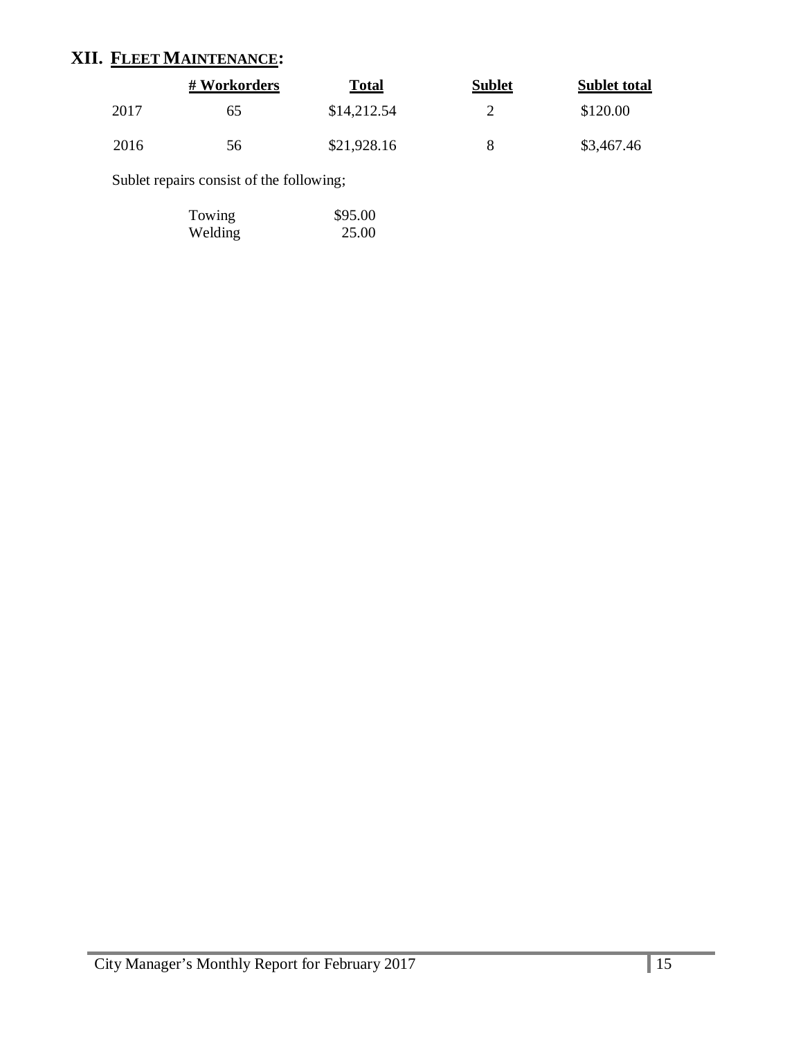## XII. FLEET MAINTENANCE:

| | # Workorders | Total | Sublet | Sublet total |
|---|---|---|---|---|
| 2017 | 65 | $14,212.54 | 2 | $120.00 |
| 2016 | 56 | $21,928.16 | 8 | $3,467.46 |

Sublet repairs consist of the following;

| | |
|---|---|
| Towing | $95.00 |
| Welding | 25.00 |